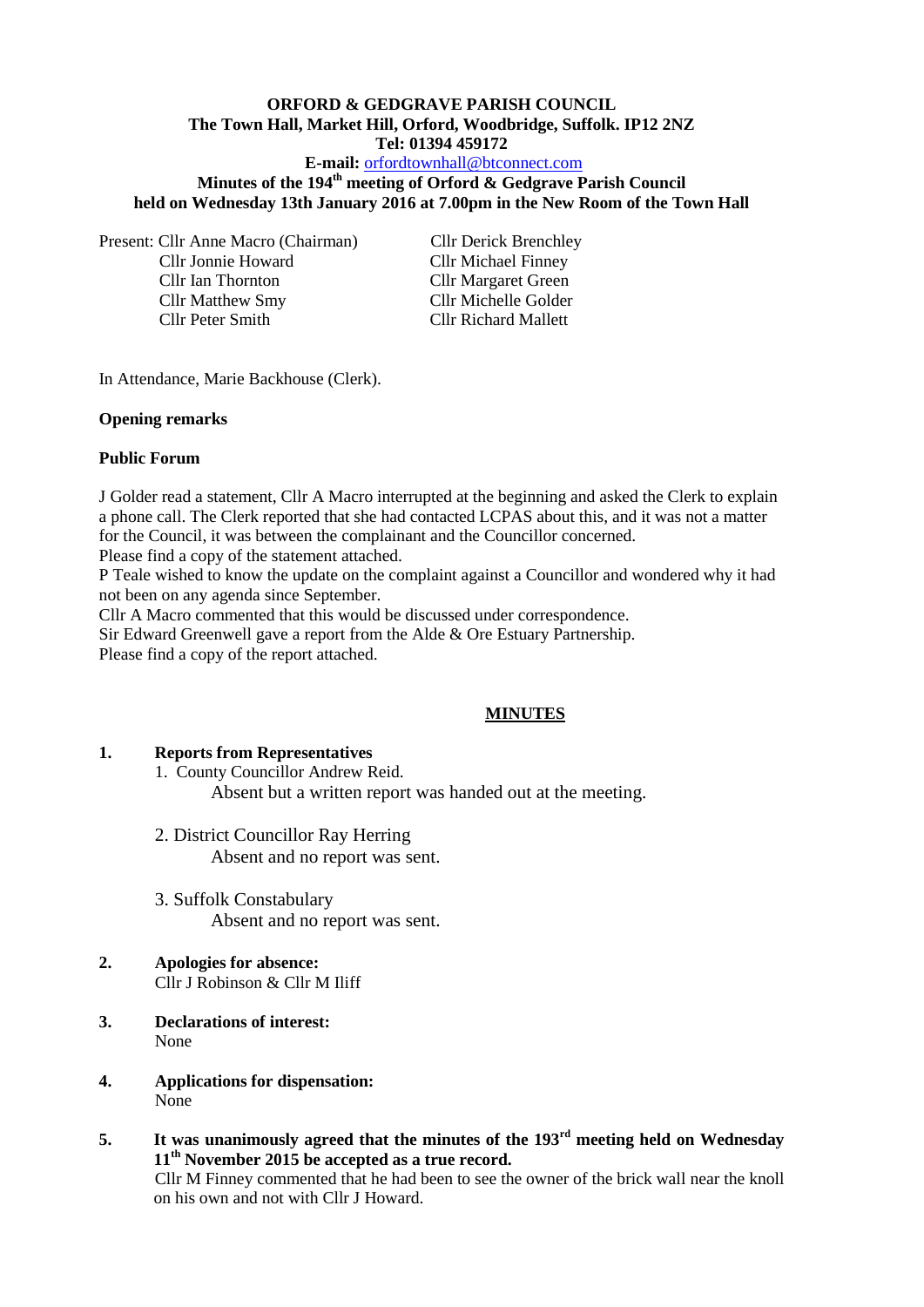**ORFORD & GEDGRAVE PARISH COUNCIL**
**The Town Hall, Market Hill, Orford, Woodbridge, Suffolk. IP12 2NZ**
**Tel: 01394 459172**
**E-mail:** orfordtownhall@btconnect.com
**Minutes of the 194th meeting of Orford & Gedgrave Parish Council held on Wednesday 13th January 2016 at 7.00pm in the New Room of the Town Hall**

Present: Cllr Anne Macro (Chairman)
Cllr Jonnie Howard
Cllr Ian Thornton
Cllr Matthew Smy
Cllr Peter Smith
Cllr Derick Brenchley
Cllr Michael Finney
Cllr Margaret Green
Cllr Michelle Golder
Cllr Richard Mallett

In Attendance, Marie Backhouse (Clerk).

**Opening remarks**

**Public Forum**

J Golder read a statement, Cllr A Macro interrupted at the beginning and asked the Clerk to explain a phone call. The Clerk reported that she had contacted LCPAS about this, and it was not a matter for the Council, it was between the complainant and the Councillor concerned.
Please find a copy of the statement attached.
P Teale wished to know the update on the complaint against a Councillor and wondered why it had not been on any agenda since September.
Cllr A Macro commented that this would be discussed under correspondence.
Sir Edward Greenwell gave a report from the Alde & Ore Estuary Partnership.
Please find a copy of the report attached.

**MINUTES**

1. **Reports from Representatives**
   1. County Councillor Andrew Reid.
      Absent but a written report was handed out at the meeting.
   2. District Councillor Ray Herring
      Absent and no report was sent.
   3. Suffolk Constabulary
      Absent and no report was sent.

2. **Apologies for absence:**
   Cllr J Robinson & Cllr M Iliff

3. **Declarations of interest:**
   None

4. **Applications for dispensation:**
   None

5. **It was unanimously agreed that the minutes of the 193rd meeting held on Wednesday 11th November 2015 be accepted as a true record.**
   Cllr M Finney commented that he had been to see the owner of the brick wall near the knoll on his own and not with Cllr J Howard.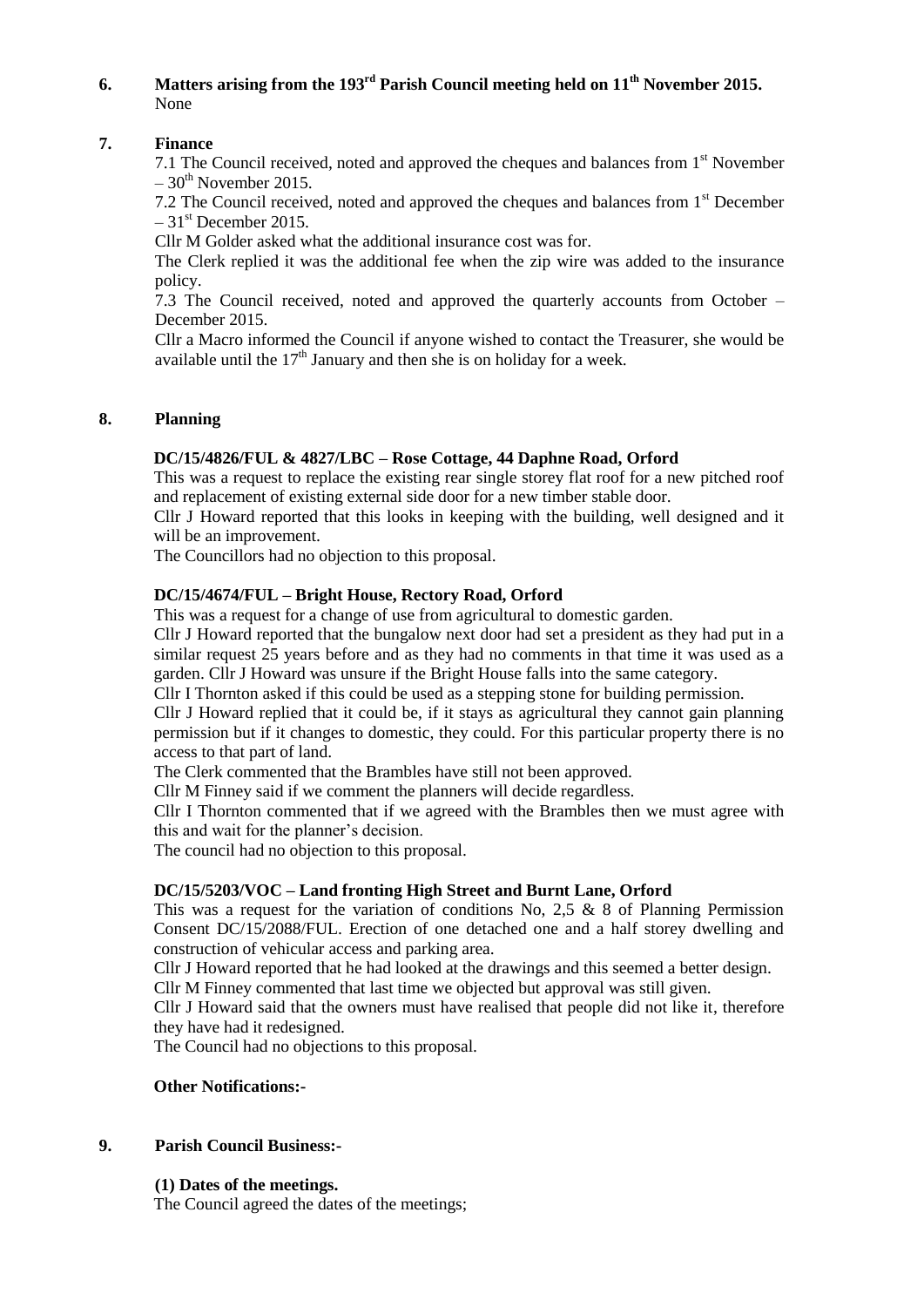**6. Matters arising from the 193rd Parish Council meeting held on 11th November 2015.**
None

**7. Finance**

7.1 The Council received, noted and approved the cheques and balances from 1st November – 30th November 2015.

7.2 The Council received, noted and approved the cheques and balances from 1st December – 31st December 2015.

Cllr M Golder asked what the additional insurance cost was for.

The Clerk replied it was the additional fee when the zip wire was added to the insurance policy.

7.3 The Council received, noted and approved the quarterly accounts from October – December 2015.

Cllr a Macro informed the Council if anyone wished to contact the Treasurer, she would be available until the 17th January and then she is on holiday for a week.

**8. Planning**

**DC/15/4826/FUL & 4827/LBC – Rose Cottage, 44 Daphne Road, Orford**

This was a request to replace the existing rear single storey flat roof for a new pitched roof and replacement of existing external side door for a new timber stable door.

Cllr J Howard reported that this looks in keeping with the building, well designed and it will be an improvement.

The Councillors had no objection to this proposal.

**DC/15/4674/FUL – Bright House, Rectory Road, Orford**

This was a request for a change of use from agricultural to domestic garden.

Cllr J Howard reported that the bungalow next door had set a president as they had put in a similar request 25 years before and as they had no comments in that time it was used as a garden. Cllr J Howard was unsure if the Bright House falls into the same category.

Cllr I Thornton asked if this could be used as a stepping stone for building permission.

Cllr J Howard replied that it could be, if it stays as agricultural they cannot gain planning permission but if it changes to domestic, they could. For this particular property there is no access to that part of land.

The Clerk commented that the Brambles have still not been approved.

Cllr M Finney said if we comment the planners will decide regardless.

Cllr I Thornton commented that if we agreed with the Brambles then we must agree with this and wait for the planner's decision.

The council had no objection to this proposal.

**DC/15/5203/VOC – Land fronting High Street and Burnt Lane, Orford**

This was a request for the variation of conditions No, 2,5 & 8 of Planning Permission Consent DC/15/2088/FUL. Erection of one detached one and a half storey dwelling and construction of vehicular access and parking area.

Cllr J Howard reported that he had looked at the drawings and this seemed a better design.

Cllr M Finney commented that last time we objected but approval was still given.

Cllr J Howard said that the owners must have realised that people did not like it, therefore they have had it redesigned.

The Council had no objections to this proposal.

**Other Notifications:-**

**9. Parish Council Business:-**

**(1) Dates of the meetings.**

The Council agreed the dates of the meetings;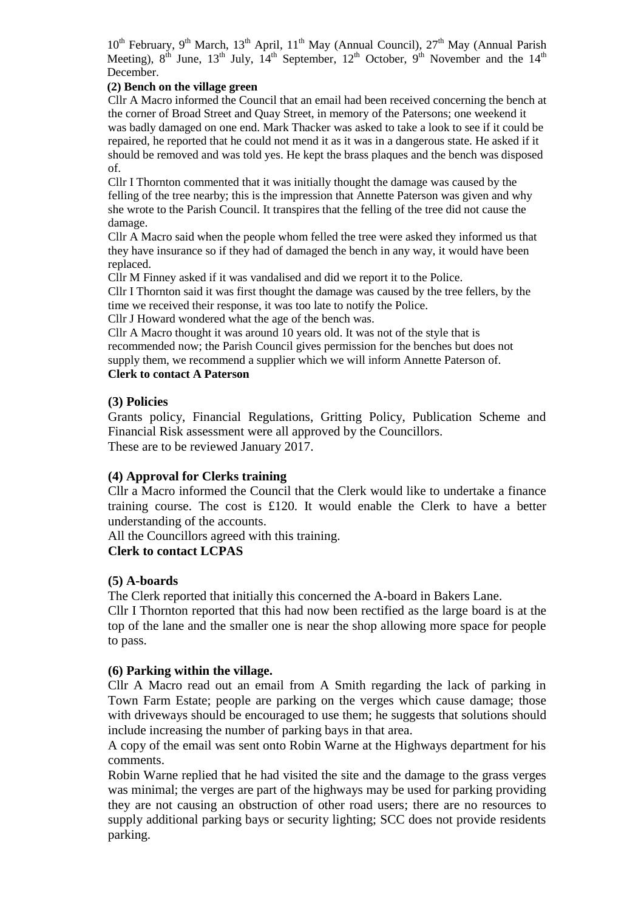10th February, 9th March, 13th April, 11th May (Annual Council), 27th May (Annual Parish Meeting), 8th June, 13th July, 14th September, 12th October, 9th November and the 14th December.

**(2) Bench on the village green**

Cllr A Macro informed the Council that an email had been received concerning the bench at the corner of Broad Street and Quay Street, in memory of the Patersons; one weekend it was badly damaged on one end. Mark Thacker was asked to take a look to see if it could be repaired, he reported that he could not mend it as it was in a dangerous state. He asked if it should be removed and was told yes. He kept the brass plaques and the bench was disposed of.

Cllr I Thornton commented that it was initially thought the damage was caused by the felling of the tree nearby; this is the impression that Annette Paterson was given and why she wrote to the Parish Council. It transpires that the felling of the tree did not cause the damage.

Cllr A Macro said when the people whom felled the tree were asked they informed us that they have insurance so if they had of damaged the bench in any way, it would have been replaced.

Cllr M Finney asked if it was vandalised and did we report it to the Police.

Cllr I Thornton said it was first thought the damage was caused by the tree fellers, by the time we received their response, it was too late to notify the Police.

Cllr J Howard wondered what the age of the bench was.

Cllr A Macro thought it was around 10 years old. It was not of the style that is recommended now; the Parish Council gives permission for the benches but does not supply them, we recommend a supplier which we will inform Annette Paterson of.

**Clerk to contact A Paterson**

**(3) Policies**

Grants policy, Financial Regulations, Gritting Policy, Publication Scheme and Financial Risk assessment were all approved by the Councillors.

These are to be reviewed January 2017.

**(4) Approval for Clerks training**

Cllr a Macro informed the Council that the Clerk would like to undertake a finance training course. The cost is £120. It would enable the Clerk to have a better understanding of the accounts.

All the Councillors agreed with this training.

**Clerk to contact LCPAS**

**(5) A-boards**

The Clerk reported that initially this concerned the A-board in Bakers Lane.

Cllr I Thornton reported that this had now been rectified as the large board is at the top of the lane and the smaller one is near the shop allowing more space for people to pass.

**(6) Parking within the village.**

Cllr A Macro read out an email from A Smith regarding the lack of parking in Town Farm Estate; people are parking on the verges which cause damage; those with driveways should be encouraged to use them; he suggests that solutions should include increasing the number of parking bays in that area.

A copy of the email was sent onto Robin Warne at the Highways department for his comments.

Robin Warne replied that he had visited the site and the damage to the grass verges was minimal; the verges are part of the highways may be used for parking providing they are not causing an obstruction of other road users; there are no resources to supply additional parking bays or security lighting; SCC does not provide residents parking.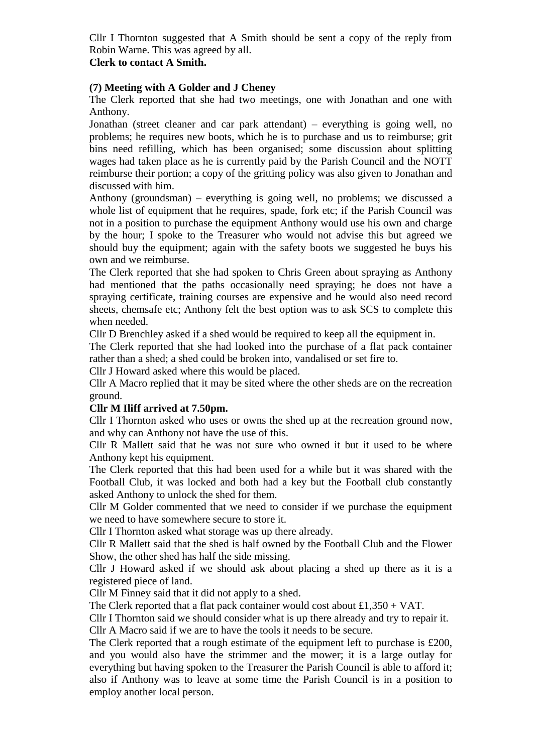Cllr I Thornton suggested that A Smith should be sent a copy of the reply from Robin Warne. This was agreed by all.

**Clerk to contact A Smith.**

**(7) Meeting with A Golder and J Cheney**

The Clerk reported that she had two meetings, one with Jonathan and one with Anthony.

Jonathan (street cleaner and car park attendant) – everything is going well, no problems; he requires new boots, which he is to purchase and us to reimburse; grit bins need refilling, which has been organised; some discussion about splitting wages had taken place as he is currently paid by the Parish Council and the NOTT reimburse their portion; a copy of the gritting policy was also given to Jonathan and discussed with him.

Anthony (groundsman) – everything is going well, no problems; we discussed a whole list of equipment that he requires, spade, fork etc; if the Parish Council was not in a position to purchase the equipment Anthony would use his own and charge by the hour; I spoke to the Treasurer who would not advise this but agreed we should buy the equipment; again with the safety boots we suggested he buys his own and we reimburse.

The Clerk reported that she had spoken to Chris Green about spraying as Anthony had mentioned that the paths occasionally need spraying; he does not have a spraying certificate, training courses are expensive and he would also need record sheets, chemsafe etc; Anthony felt the best option was to ask SCS to complete this when needed.

Cllr D Brenchley asked if a shed would be required to keep all the equipment in.

The Clerk reported that she had looked into the purchase of a flat pack container rather than a shed; a shed could be broken into, vandalised or set fire to.

Cllr J Howard asked where this would be placed.

Cllr A Macro replied that it may be sited where the other sheds are on the recreation ground.

**Cllr M Iliff arrived at 7.50pm.**

Cllr I Thornton asked who uses or owns the shed up at the recreation ground now, and why can Anthony not have the use of this.

Cllr R Mallett said that he was not sure who owned it but it used to be where Anthony kept his equipment.

The Clerk reported that this had been used for a while but it was shared with the Football Club, it was locked and both had a key but the Football club constantly asked Anthony to unlock the shed for them.

Cllr M Golder commented that we need to consider if we purchase the equipment we need to have somewhere secure to store it.

Cllr I Thornton asked what storage was up there already.

Cllr R Mallett said that the shed is half owned by the Football Club and the Flower Show, the other shed has half the side missing.

Cllr J Howard asked if we should ask about placing a shed up there as it is a registered piece of land.

Cllr M Finney said that it did not apply to a shed.

The Clerk reported that a flat pack container would cost about £1,350 + VAT.

Cllr I Thornton said we should consider what is up there already and try to repair it.

Cllr A Macro said if we are to have the tools it needs to be secure.

The Clerk reported that a rough estimate of the equipment left to purchase is £200, and you would also have the strimmer and the mower; it is a large outlay for everything but having spoken to the Treasurer the Parish Council is able to afford it; also if Anthony was to leave at some time the Parish Council is in a position to employ another local person.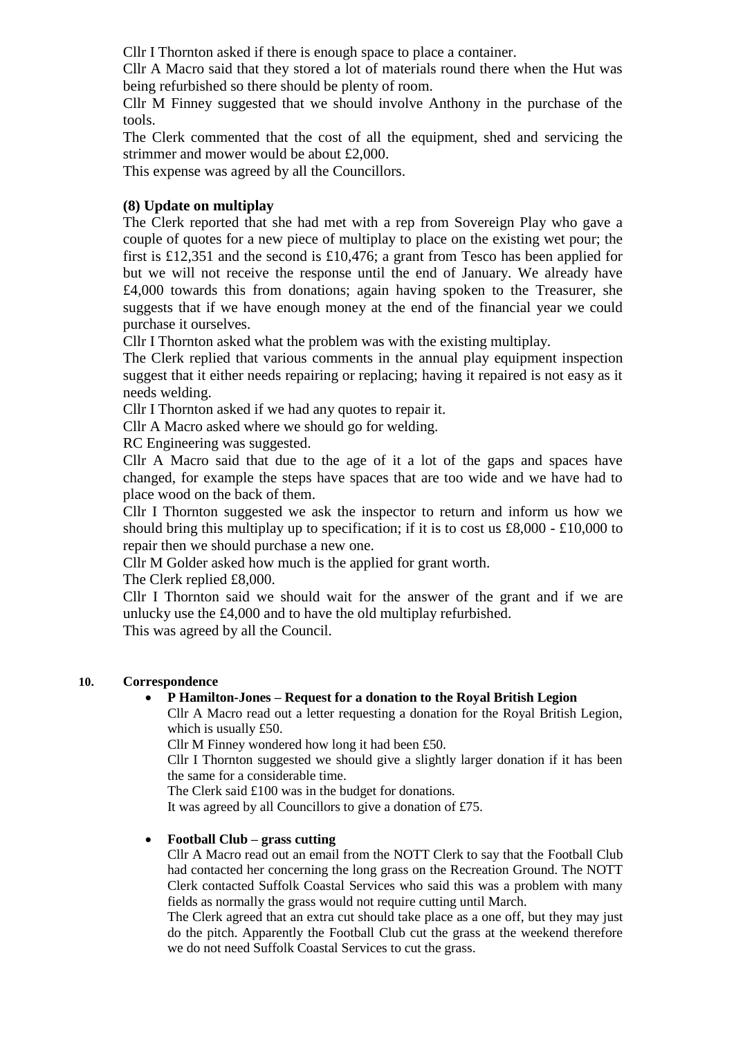Cllr I Thornton asked if there is enough space to place a container.

Cllr A Macro said that they stored a lot of materials round there when the Hut was being refurbished so there should be plenty of room.

Cllr M Finney suggested that we should involve Anthony in the purchase of the tools.

The Clerk commented that the cost of all the equipment, shed and servicing the strimmer and mower would be about £2,000.

This expense was agreed by all the Councillors.

**(8) Update on multiplay**

The Clerk reported that she had met with a rep from Sovereign Play who gave a couple of quotes for a new piece of multiplay to place on the existing wet pour; the first is £12,351 and the second is £10,476; a grant from Tesco has been applied for but we will not receive the response until the end of January. We already have £4,000 towards this from donations; again having spoken to the Treasurer, she suggests that if we have enough money at the end of the financial year we could purchase it ourselves.

Cllr I Thornton asked what the problem was with the existing multiplay.

The Clerk replied that various comments in the annual play equipment inspection suggest that it either needs repairing or replacing; having it repaired is not easy as it needs welding.

Cllr I Thornton asked if we had any quotes to repair it.

Cllr A Macro asked where we should go for welding.

RC Engineering was suggested.

Cllr A Macro said that due to the age of it a lot of the gaps and spaces have changed, for example the steps have spaces that are too wide and we have had to place wood on the back of them.

Cllr I Thornton suggested we ask the inspector to return and inform us how we should bring this multiplay up to specification; if it is to cost us £8,000 - £10,000 to repair then we should purchase a new one.

Cllr M Golder asked how much is the applied for grant worth.

The Clerk replied £8,000.

Cllr I Thornton said we should wait for the answer of the grant and if we are unlucky use the £4,000 and to have the old multiplay refurbished.

This was agreed by all the Council.

**10. Correspondence**

- **P Hamilton-Jones – Request for a donation to the Royal British Legion**

  Cllr A Macro read out a letter requesting a donation for the Royal British Legion, which is usually £50.

  Cllr M Finney wondered how long it had been £50.

  Cllr I Thornton suggested we should give a slightly larger donation if it has been the same for a considerable time.

  The Clerk said £100 was in the budget for donations.

  It was agreed by all Councillors to give a donation of £75.

- **Football Club – grass cutting**

  Cllr A Macro read out an email from the NOTT Clerk to say that the Football Club had contacted her concerning the long grass on the Recreation Ground. The NOTT Clerk contacted Suffolk Coastal Services who said this was a problem with many fields as normally the grass would not require cutting until March.

  The Clerk agreed that an extra cut should take place as a one off, but they may just do the pitch. Apparently the Football Club cut the grass at the weekend therefore we do not need Suffolk Coastal Services to cut the grass.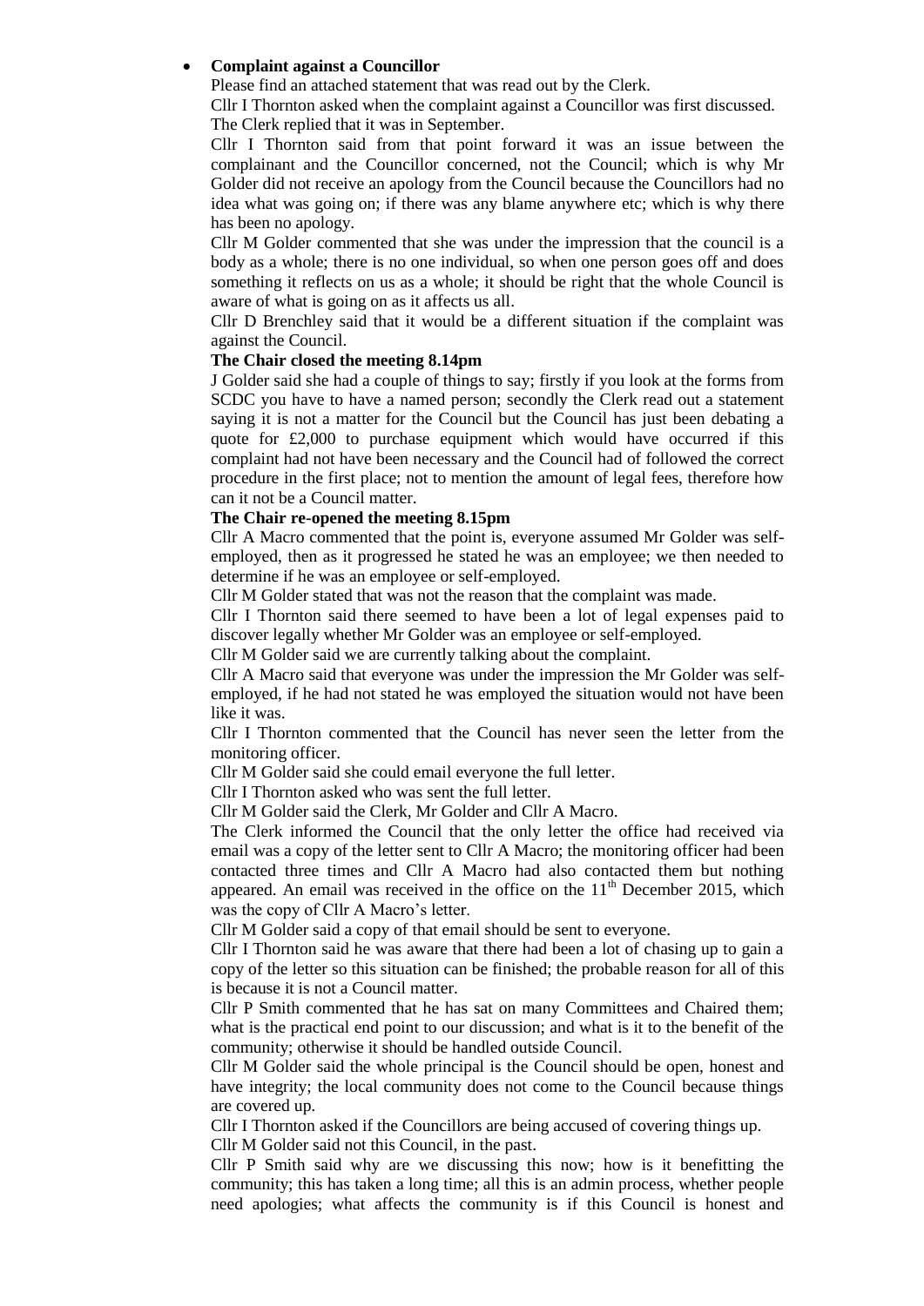- **Complaint against a Councillor**

  Please find an attached statement that was read out by the Clerk.

  Cllr I Thornton asked when the complaint against a Councillor was first discussed.

  The Clerk replied that it was in September.

  Cllr I Thornton said from that point forward it was an issue between the complainant and the Councillor concerned, not the Council; which is why Mr Golder did not receive an apology from the Council because the Councillors had no idea what was going on; if there was any blame anywhere etc; which is why there has been no apology.

  Cllr M Golder commented that she was under the impression that the council is a body as a whole; there is no one individual, so when one person goes off and does something it reflects on us as a whole; it should be right that the whole Council is aware of what is going on as it affects us all.

  Cllr D Brenchley said that it would be a different situation if the complaint was against the Council.

  **The Chair closed the meeting 8.14pm**

  J Golder said she had a couple of things to say; firstly if you look at the forms from SCDC you have to have a named person; secondly the Clerk read out a statement saying it is not a matter for the Council but the Council has just been debating a quote for £2,000 to purchase equipment which would have occurred if this complaint had not have been necessary and the Council had of followed the correct procedure in the first place; not to mention the amount of legal fees, therefore how can it not be a Council matter.

  **The Chair re-opened the meeting 8.15pm**

  Cllr A Macro commented that the point is, everyone assumed Mr Golder was self-employed, then as it progressed he stated he was an employee; we then needed to determine if he was an employee or self-employed.

  Cllr M Golder stated that was not the reason that the complaint was made.

  Cllr I Thornton said there seemed to have been a lot of legal expenses paid to discover legally whether Mr Golder was an employee or self-employed.

  Cllr M Golder said we are currently talking about the complaint.

  Cllr A Macro said that everyone was under the impression the Mr Golder was self-employed, if he had not stated he was employed the situation would not have been like it was.

  Cllr I Thornton commented that the Council has never seen the letter from the monitoring officer.

  Cllr M Golder said she could email everyone the full letter.

  Cllr I Thornton asked who was sent the full letter.

  Cllr M Golder said the Clerk, Mr Golder and Cllr A Macro.

  The Clerk informed the Council that the only letter the office had received via email was a copy of the letter sent to Cllr A Macro; the monitoring officer had been contacted three times and Cllr A Macro had also contacted them but nothing appeared. An email was received in the office on the 11th December 2015, which was the copy of Cllr A Macro's letter.

  Cllr M Golder said a copy of that email should be sent to everyone.

  Cllr I Thornton said he was aware that there had been a lot of chasing up to gain a copy of the letter so this situation can be finished; the probable reason for all of this is because it is not a Council matter.

  Cllr P Smith commented that he has sat on many Committees and Chaired them; what is the practical end point to our discussion; and what is it to the benefit of the community; otherwise it should be handled outside Council.

  Cllr M Golder said the whole principal is the Council should be open, honest and have integrity; the local community does not come to the Council because things are covered up.

  Cllr I Thornton asked if the Councillors are being accused of covering things up.

  Cllr M Golder said not this Council, in the past.

  Cllr P Smith said why are we discussing this now; how is it benefitting the community; this has taken a long time; all this is an admin process, whether people need apologies; what affects the community is if this Council is honest and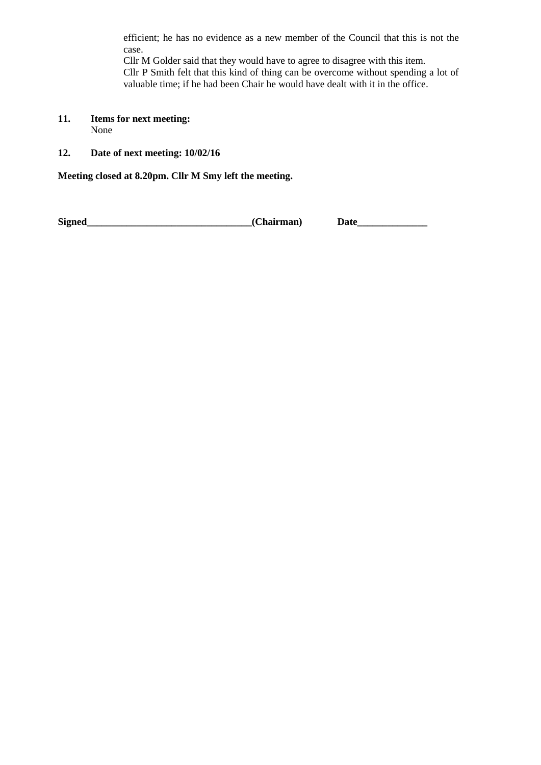efficient; he has no evidence as a new member of the Council that this is not the case.
Cllr M Golder said that they would have to agree to disagree with this item.
Cllr P Smith felt that this kind of thing can be overcome without spending a lot of valuable time; if he had been Chair he would have dealt with it in the office.

**11. Items for next meeting:**
None

**12. Date of next meeting: 10/02/16**

**Meeting closed at 8.20pm. Cllr M Smy left the meeting.**

**Signed\_\_\_\_\_\_\_\_\_\_\_\_\_\_\_\_\_\_\_\_\_\_\_\_\_\_\_\_\_\_\_\_\_(Chairman) Date\_\_\_\_\_\_\_\_\_\_\_\_\_\_**